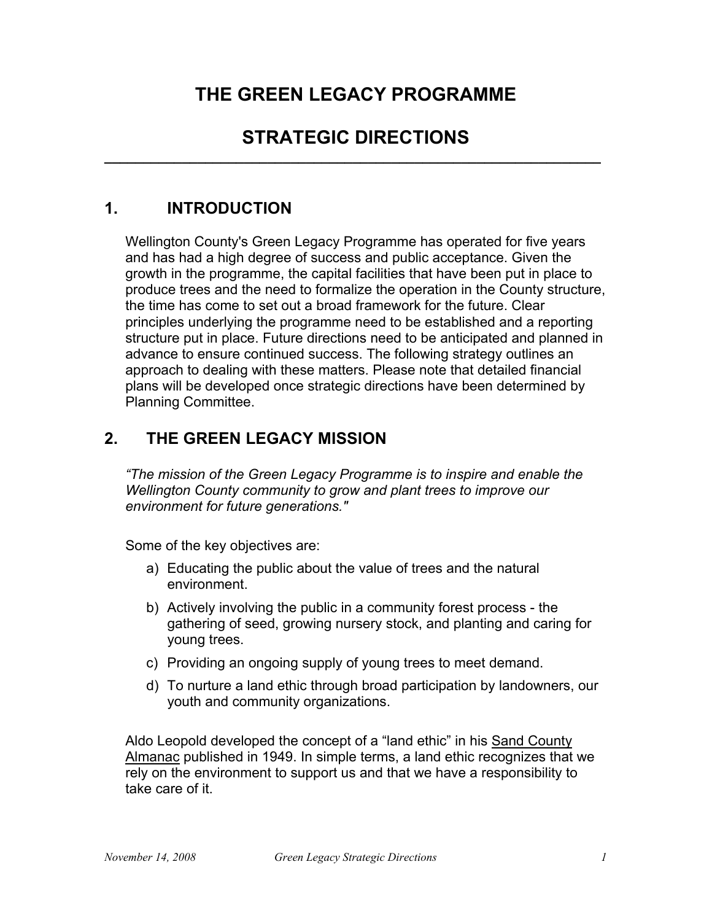# THE GREEN LEGACY PROGRAMME

# STRATEGIC DIRECTIONS

## 1. INTRODUCTION

Wellington County's Green Legacy Programme has operated for five years and has had a high degree of success and public acceptance. Given the growth in the programme, the capital facilities that have been put in place to produce trees and the need to formalize the operation in the County structure, the time has come to set out a broad framework for the future. Clear principles underlying the programme need to be established and a reporting structure put in place. Future directions need to be anticipated and planned in advance to ensure continued success. The following strategy outlines an approach to dealing with these matters. Please note that detailed financial plans will be developed once strategic directions have been determined by Planning Committee.

## 2. THE GREEN LEGACY MISSION

*"The mission of the Green Legacy Programme is to inspire and enable the Wellington County community to grow and plant trees to improve our environment for future generations."*

Some of the key objectives are:

a) Educating the public about the value of trees and the natural environment.

b) Actively involving the public in a community forest process - the gathering of seed, growing nursery stock, and planting and caring for young trees.

c) Providing an ongoing supply of young trees to meet demand.

d) To nurture a land ethic through broad participation by landowners, our youth and community organizations.

Aldo Leopold developed the concept of a "land ethic" in his Sand County Almanac published in 1949. In simple terms, a land ethic recognizes that we rely on the environment to support us and that we have a responsibility to take care of it.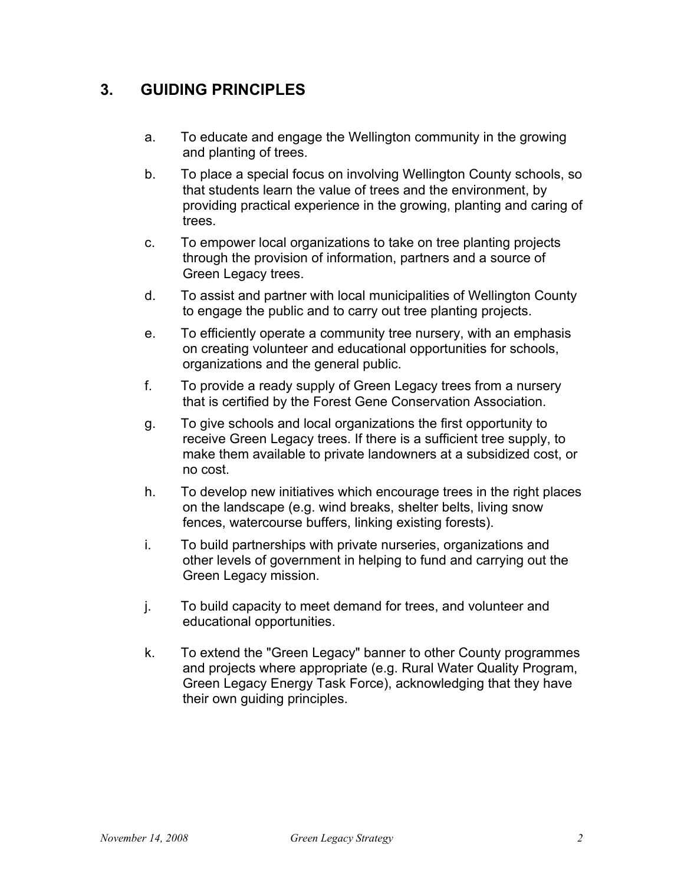## 3. GUIDING PRINCIPLES

a. To educate and engage the Wellington community in the growing and planting of trees.

b. To place a special focus on involving Wellington County schools, so that students learn the value of trees and the environment, by providing practical experience in the growing, planting and caring of trees.

c. To empower local organizations to take on tree planting projects through the provision of information, partners and a source of Green Legacy trees.

d. To assist and partner with local municipalities of Wellington County to engage the public and to carry out tree planting projects.

e. To efficiently operate a community tree nursery, with an emphasis on creating volunteer and educational opportunities for schools, organizations and the general public.

f. To provide a ready supply of Green Legacy trees from a nursery that is certified by the Forest Gene Conservation Association.

g. To give schools and local organizations the first opportunity to receive Green Legacy trees. If there is a sufficient tree supply, to make them available to private landowners at a subsidized cost, or no cost.

h. To develop new initiatives which encourage trees in the right places on the landscape (e.g. wind breaks, shelter belts, living snow fences, watercourse buffers, linking existing forests).

i. To build partnerships with private nurseries, organizations and other levels of government in helping to fund and carrying out the Green Legacy mission.

j. To build capacity to meet demand for trees, and volunteer and educational opportunities.

k. To extend the "Green Legacy" banner to other County programmes and projects where appropriate (e.g. Rural Water Quality Program, Green Legacy Energy Task Force), acknowledging that they have their own guiding principles.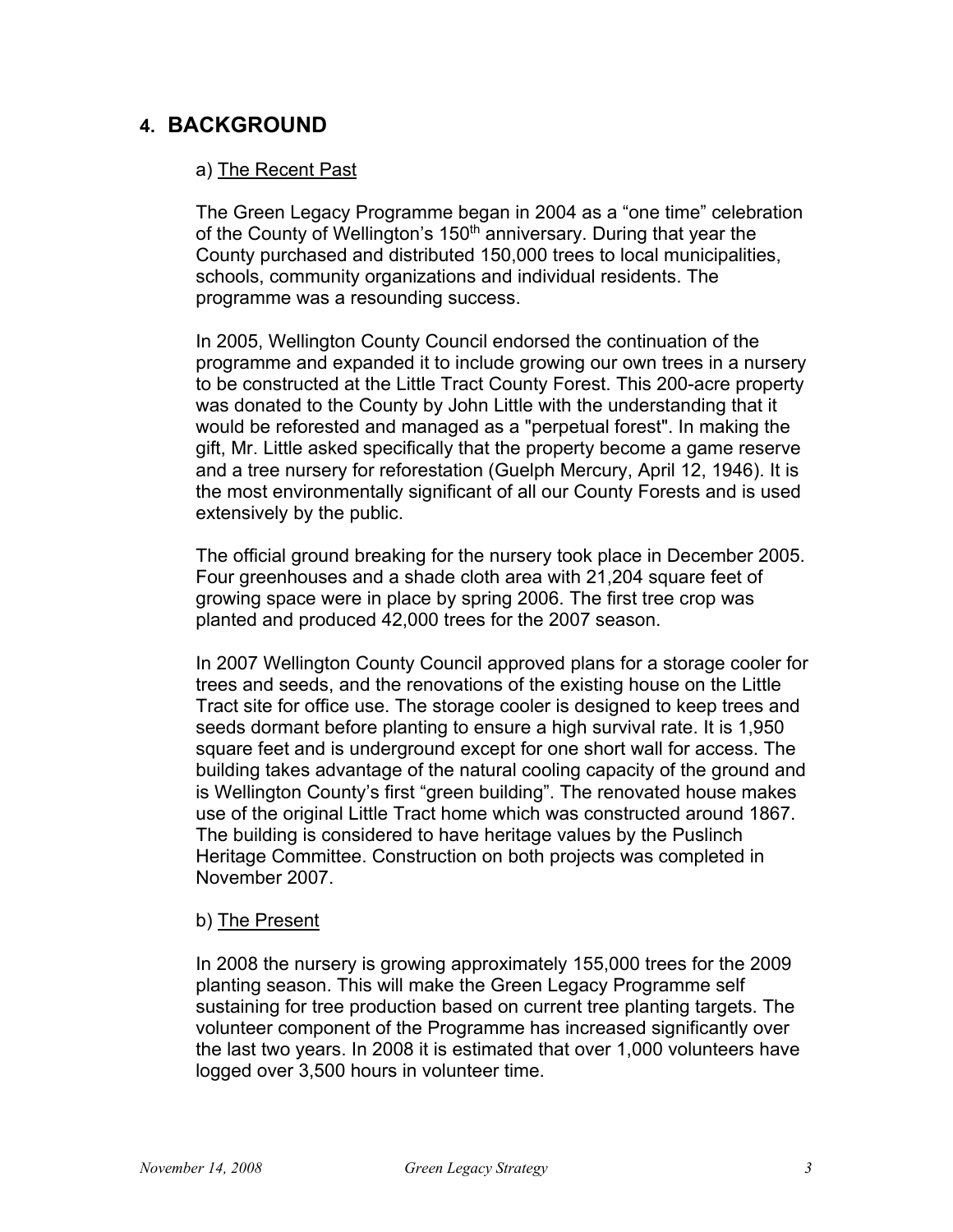## 4. BACKGROUND

### a) The Recent Past

The Green Legacy Programme began in 2004 as a "one time" celebration of the County of Wellington's 150th anniversary. During that year the County purchased and distributed 150,000 trees to local municipalities, schools, community organizations and individual residents. The programme was a resounding success.

In 2005, Wellington County Council endorsed the continuation of the programme and expanded it to include growing our own trees in a nursery to be constructed at the Little Tract County Forest. This 200-acre property was donated to the County by John Little with the understanding that it would be reforested and managed as a "perpetual forest". In making the gift, Mr. Little asked specifically that the property become a game reserve and a tree nursery for reforestation (Guelph Mercury, April 12, 1946). It is the most environmentally significant of all our County Forests and is used extensively by the public.

The official ground breaking for the nursery took place in December 2005. Four greenhouses and a shade cloth area with 21,204 square feet of growing space were in place by spring 2006. The first tree crop was planted and produced 42,000 trees for the 2007 season.

In 2007 Wellington County Council approved plans for a storage cooler for trees and seeds, and the renovations of the existing house on the Little Tract site for office use. The storage cooler is designed to keep trees and seeds dormant before planting to ensure a high survival rate. It is 1,950 square feet and is underground except for one short wall for access. The building takes advantage of the natural cooling capacity of the ground and is Wellington County's first "green building". The renovated house makes use of the original Little Tract home which was constructed around 1867. The building is considered to have heritage values by the Puslinch Heritage Committee. Construction on both projects was completed in November 2007.

### b) The Present

In 2008 the nursery is growing approximately 155,000 trees for the 2009 planting season. This will make the Green Legacy Programme self sustaining for tree production based on current tree planting targets. The volunteer component of the Programme has increased significantly over the last two years. In 2008 it is estimated that over 1,000 volunteers have logged over 3,500 hours in volunteer time.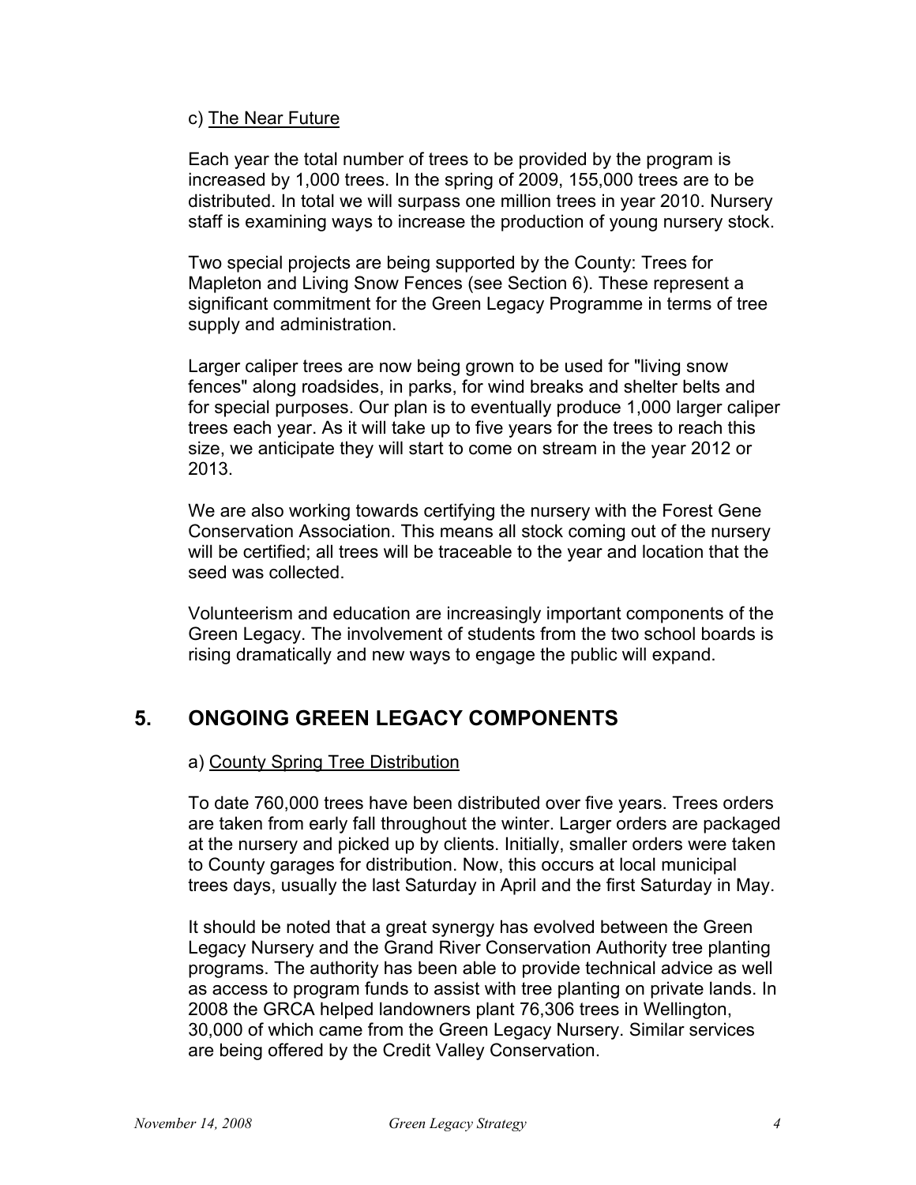c) The Near Future

Each year the total number of trees to be provided by the program is increased by 1,000 trees. In the spring of 2009, 155,000 trees are to be distributed. In total we will surpass one million trees in year 2010. Nursery staff is examining ways to increase the production of young nursery stock.

Two special projects are being supported by the County: Trees for Mapleton and Living Snow Fences (see Section 6). These represent a significant commitment for the Green Legacy Programme in terms of tree supply and administration.

Larger caliper trees are now being grown to be used for "living snow fences" along roadsides, in parks, for wind breaks and shelter belts and for special purposes. Our plan is to eventually produce 1,000 larger caliper trees each year. As it will take up to five years for the trees to reach this size, we anticipate they will start to come on stream in the year 2012 or 2013.

We are also working towards certifying the nursery with the Forest Gene Conservation Association. This means all stock coming out of the nursery will be certified; all trees will be traceable to the year and location that the seed was collected.

Volunteerism and education are increasingly important components of the Green Legacy. The involvement of students from the two school boards is rising dramatically and new ways to engage the public will expand.

## 5. ONGOING GREEN LEGACY COMPONENTS

a) County Spring Tree Distribution

To date 760,000 trees have been distributed over five years. Trees orders are taken from early fall throughout the winter. Larger orders are packaged at the nursery and picked up by clients. Initially, smaller orders were taken to County garages for distribution. Now, this occurs at local municipal trees days, usually the last Saturday in April and the first Saturday in May.

It should be noted that a great synergy has evolved between the Green Legacy Nursery and the Grand River Conservation Authority tree planting programs. The authority has been able to provide technical advice as well as access to program funds to assist with tree planting on private lands. In 2008 the GRCA helped landowners plant 76,306 trees in Wellington, 30,000 of which came from the Green Legacy Nursery. Similar services are being offered by the Credit Valley Conservation.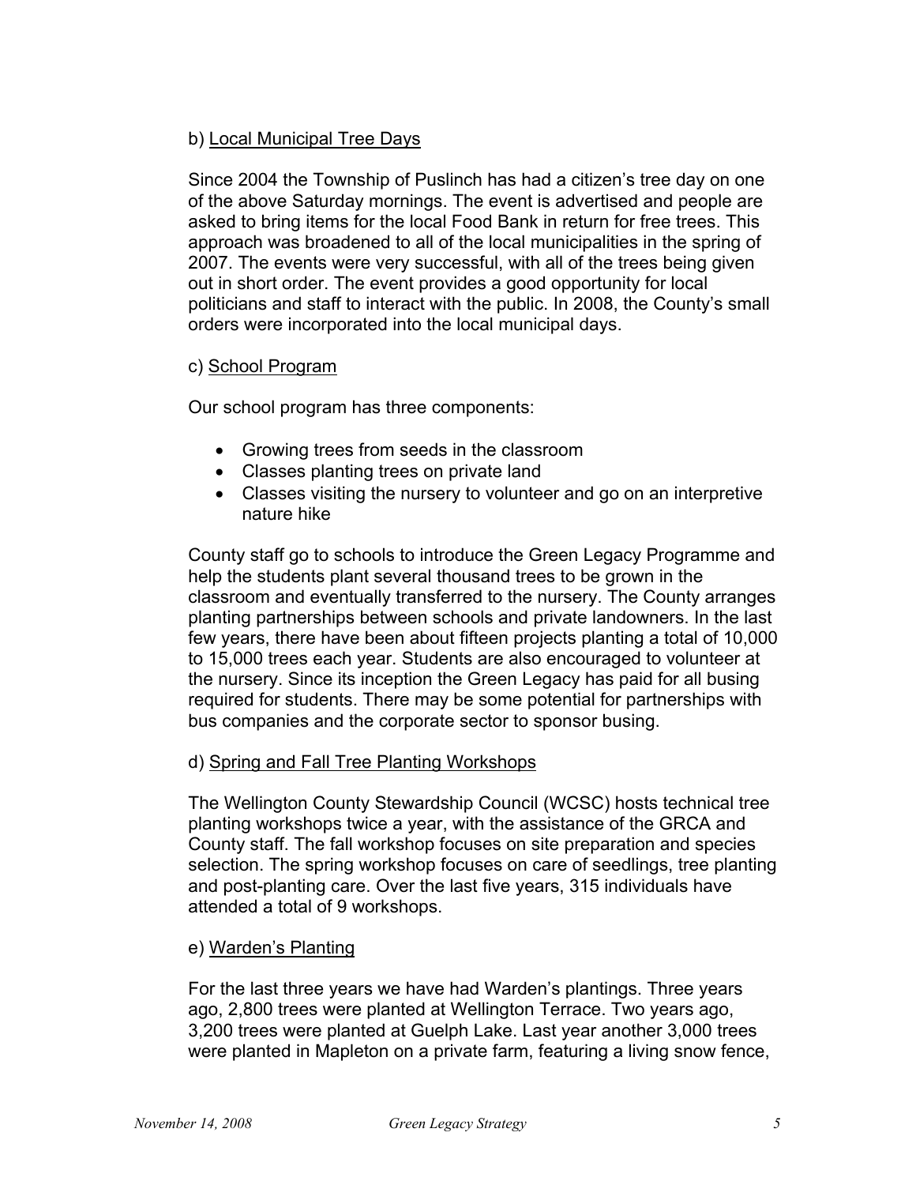b) Local Municipal Tree Days

Since 2004 the Township of Puslinch has had a citizen's tree day on one of the above Saturday mornings. The event is advertised and people are asked to bring items for the local Food Bank in return for free trees. This approach was broadened to all of the local municipalities in the spring of 2007. The events were very successful, with all of the trees being given out in short order. The event provides a good opportunity for local politicians and staff to interact with the public. In 2008, the County's small orders were incorporated into the local municipal days.

c) School Program

Our school program has three components:

- Growing trees from seeds in the classroom
- Classes planting trees on private land
- Classes visiting the nursery to volunteer and go on an interpretive nature hike

County staff go to schools to introduce the Green Legacy Programme and help the students plant several thousand trees to be grown in the classroom and eventually transferred to the nursery. The County arranges planting partnerships between schools and private landowners. In the last few years, there have been about fifteen projects planting a total of 10,000 to 15,000 trees each year. Students are also encouraged to volunteer at the nursery. Since its inception the Green Legacy has paid for all busing required for students. There may be some potential for partnerships with bus companies and the corporate sector to sponsor busing.

d) Spring and Fall Tree Planting Workshops

The Wellington County Stewardship Council (WCSC) hosts technical tree planting workshops twice a year, with the assistance of the GRCA and County staff. The fall workshop focuses on site preparation and species selection. The spring workshop focuses on care of seedlings, tree planting and post-planting care. Over the last five years, 315 individuals have attended a total of 9 workshops.

e) Warden's Planting

For the last three years we have had Warden's plantings. Three years ago, 2,800 trees were planted at Wellington Terrace. Two years ago, 3,200 trees were planted at Guelph Lake. Last year another 3,000 trees were planted in Mapleton on a private farm, featuring a living snow fence,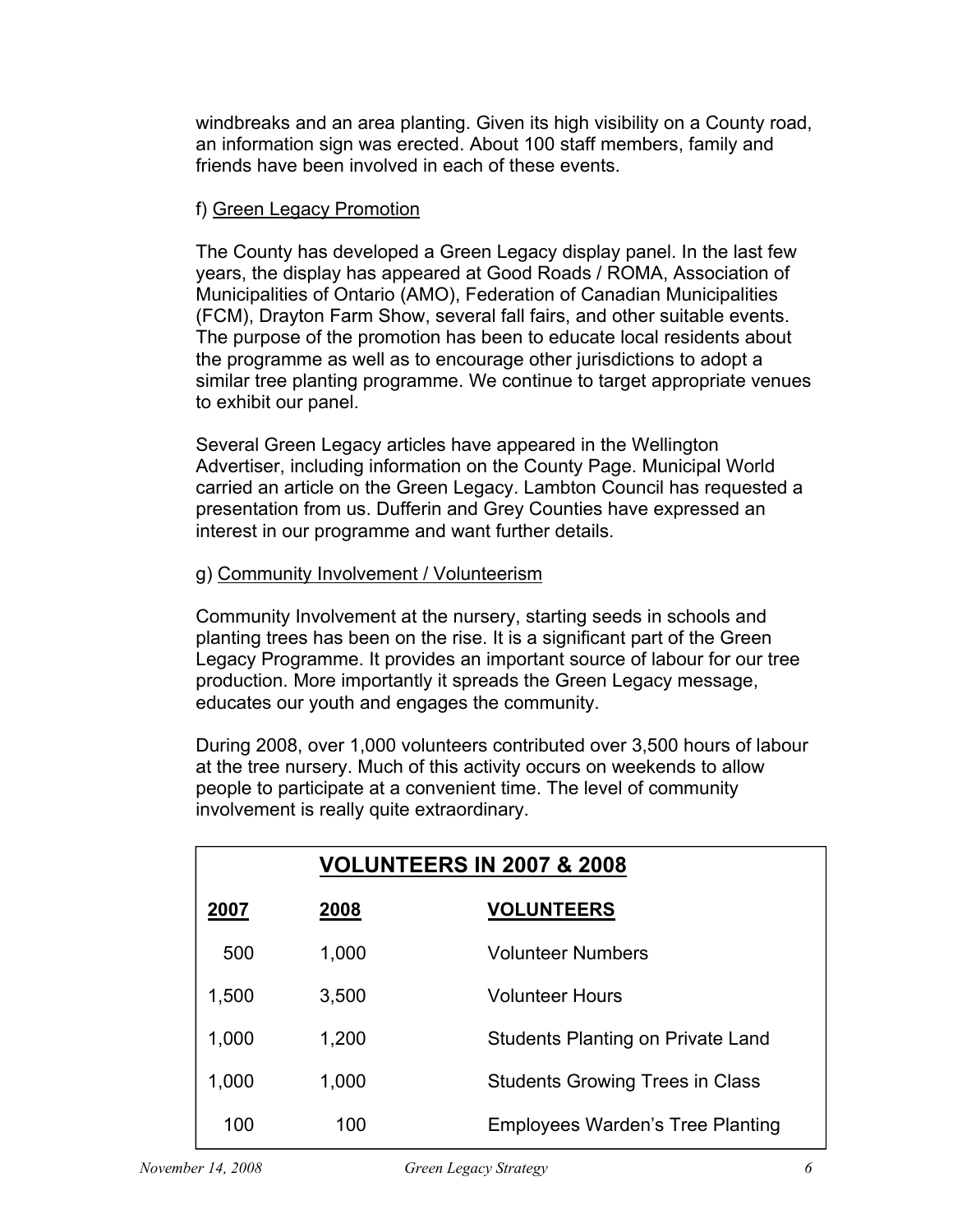windbreaks and an area planting. Given its high visibility on a County road, an information sign was erected. About 100 staff members, family and friends have been involved in each of these events.

f) Green Legacy Promotion

The County has developed a Green Legacy display panel. In the last few years, the display has appeared at Good Roads / ROMA, Association of Municipalities of Ontario (AMO), Federation of Canadian Municipalities (FCM), Drayton Farm Show, several fall fairs, and other suitable events. The purpose of the promotion has been to educate local residents about the programme as well as to encourage other jurisdictions to adopt a similar tree planting programme. We continue to target appropriate venues to exhibit our panel.

Several Green Legacy articles have appeared in the Wellington Advertiser, including information on the County Page. Municipal World carried an article on the Green Legacy. Lambton Council has requested a presentation from us. Dufferin and Grey Counties have expressed an interest in our programme and want further details.

g) Community Involvement / Volunteerism

Community Involvement at the nursery, starting seeds in schools and planting trees has been on the rise. It is a significant part of the Green Legacy Programme. It provides an important source of labour for our tree production. More importantly it spreads the Green Legacy message, educates our youth and engages the community.

During 2008, over 1,000 volunteers contributed over 3,500 hours of labour at the tree nursery. Much of this activity occurs on weekends to allow people to participate at a convenient time. The level of community involvement is really quite extraordinary.

**VOLUNTEERS IN 2007 & 2008**

| 2007 | 2008 | VOLUNTEERS |
|---|---|---|
| 500 | 1,000 | Volunteer Numbers |
| 1,500 | 3,500 | Volunteer Hours |
| 1,000 | 1,200 | Students Planting on Private Land |
| 1,000 | 1,000 | Students Growing Trees in Class |
| 100 | 100 | Employees Warden's Tree Planting |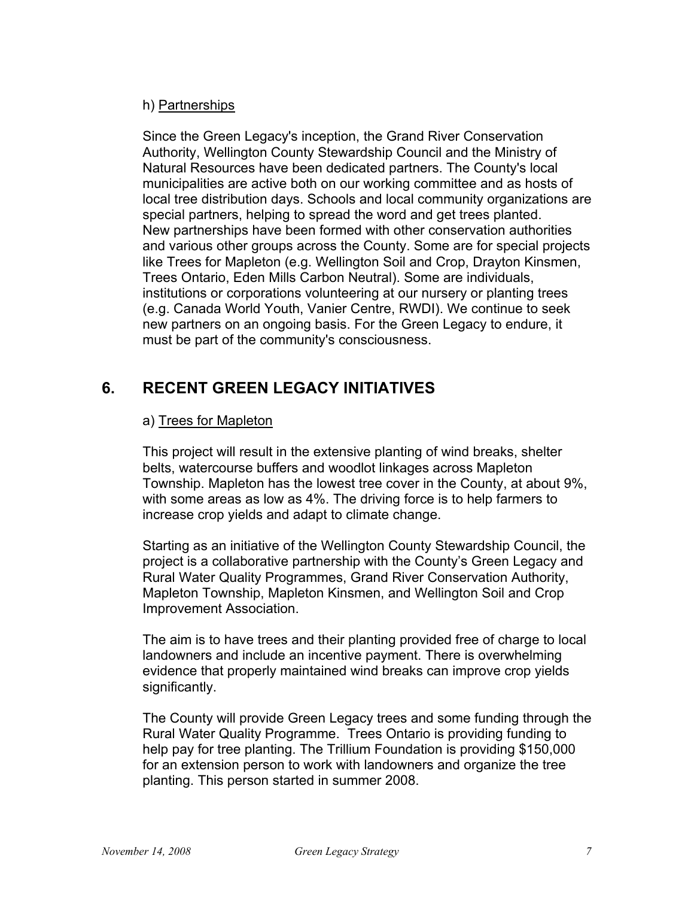h) Partnerships

Since the Green Legacy's inception, the Grand River Conservation Authority, Wellington County Stewardship Council and the Ministry of Natural Resources have been dedicated partners. The County's local municipalities are active both on our working committee and as hosts of local tree distribution days. Schools and local community organizations are special partners, helping to spread the word and get trees planted. New partnerships have been formed with other conservation authorities and various other groups across the County. Some are for special projects like Trees for Mapleton (e.g. Wellington Soil and Crop, Drayton Kinsmen, Trees Ontario, Eden Mills Carbon Neutral). Some are individuals, institutions or corporations volunteering at our nursery or planting trees (e.g. Canada World Youth, Vanier Centre, RWDI). We continue to seek new partners on an ongoing basis. For the Green Legacy to endure, it must be part of the community's consciousness.

## 6. RECENT GREEN LEGACY INITIATIVES

a) Trees for Mapleton

This project will result in the extensive planting of wind breaks, shelter belts, watercourse buffers and woodlot linkages across Mapleton Township. Mapleton has the lowest tree cover in the County, at about 9%, with some areas as low as 4%. The driving force is to help farmers to increase crop yields and adapt to climate change.

Starting as an initiative of the Wellington County Stewardship Council, the project is a collaborative partnership with the County's Green Legacy and Rural Water Quality Programmes, Grand River Conservation Authority, Mapleton Township, Mapleton Kinsmen, and Wellington Soil and Crop Improvement Association.

The aim is to have trees and their planting provided free of charge to local landowners and include an incentive payment. There is overwhelming evidence that properly maintained wind breaks can improve crop yields significantly.

The County will provide Green Legacy trees and some funding through the Rural Water Quality Programme. Trees Ontario is providing funding to help pay for tree planting. The Trillium Foundation is providing $150,000 for an extension person to work with landowners and organize the tree planting. This person started in summer 2008.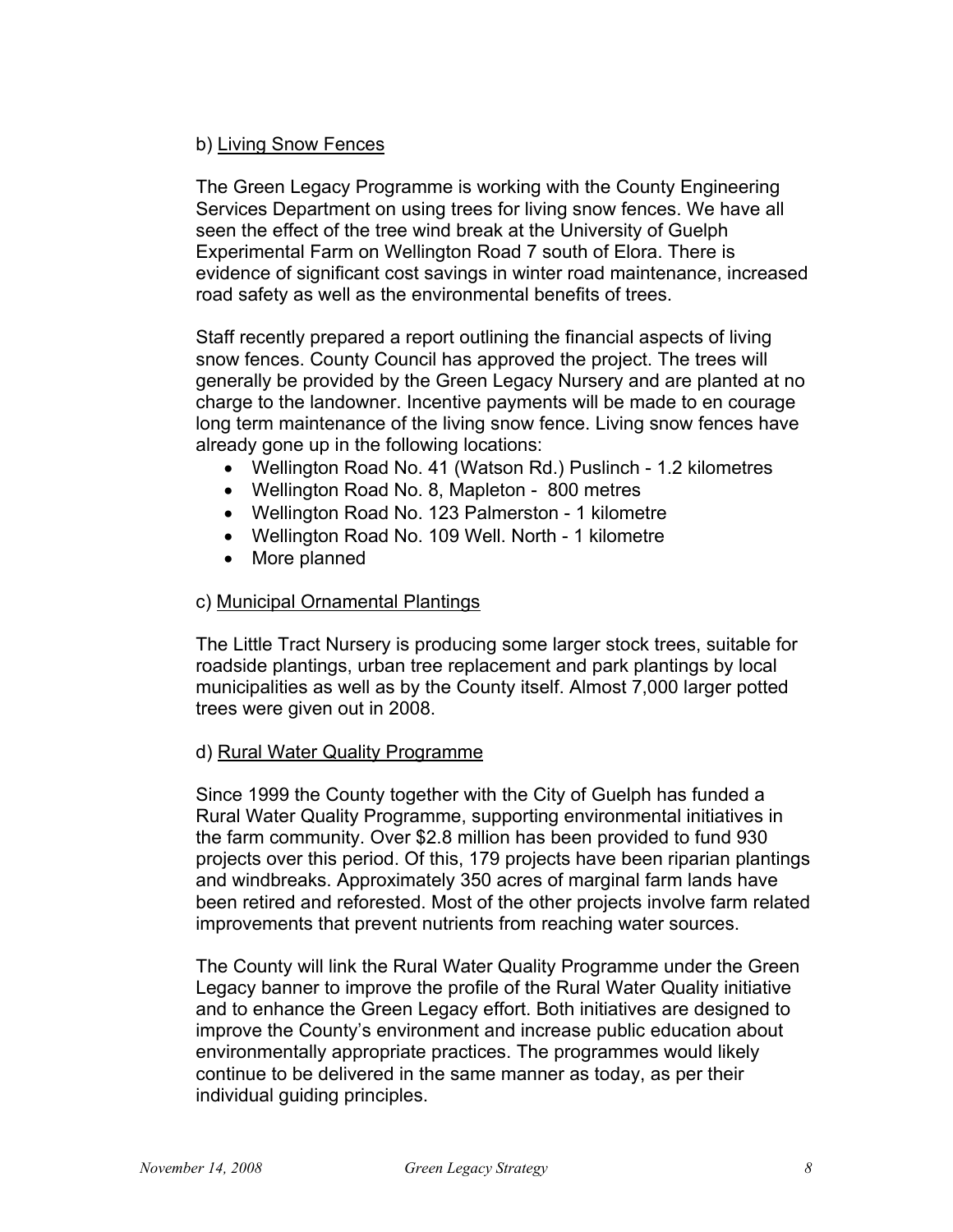b) Living Snow Fences

The Green Legacy Programme is working with the County Engineering Services Department on using trees for living snow fences. We have all seen the effect of the tree wind break at the University of Guelph Experimental Farm on Wellington Road 7 south of Elora. There is evidence of significant cost savings in winter road maintenance, increased road safety as well as the environmental benefits of trees.

Staff recently prepared a report outlining the financial aspects of living snow fences. County Council has approved the project. The trees will generally be provided by the Green Legacy Nursery and are planted at no charge to the landowner. Incentive payments will be made to en courage long term maintenance of the living snow fence. Living snow fences have already gone up in the following locations:

- Wellington Road No. 41 (Watson Rd.) Puslinch - 1.2 kilometres
- Wellington Road No. 8, Mapleton - 800 metres
- Wellington Road No. 123 Palmerston - 1 kilometre
- Wellington Road No. 109 Well. North - 1 kilometre
- More planned

c) Municipal Ornamental Plantings

The Little Tract Nursery is producing some larger stock trees, suitable for roadside plantings, urban tree replacement and park plantings by local municipalities as well as by the County itself. Almost 7,000 larger potted trees were given out in 2008.

d) Rural Water Quality Programme

Since 1999 the County together with the City of Guelph has funded a Rural Water Quality Programme, supporting environmental initiatives in the farm community. Over $2.8 million has been provided to fund 930 projects over this period. Of this, 179 projects have been riparian plantings and windbreaks. Approximately 350 acres of marginal farm lands have been retired and reforested. Most of the other projects involve farm related improvements that prevent nutrients from reaching water sources.

The County will link the Rural Water Quality Programme under the Green Legacy banner to improve the profile of the Rural Water Quality initiative and to enhance the Green Legacy effort. Both initiatives are designed to improve the County's environment and increase public education about environmentally appropriate practices. The programmes would likely continue to be delivered in the same manner as today, as per their individual guiding principles.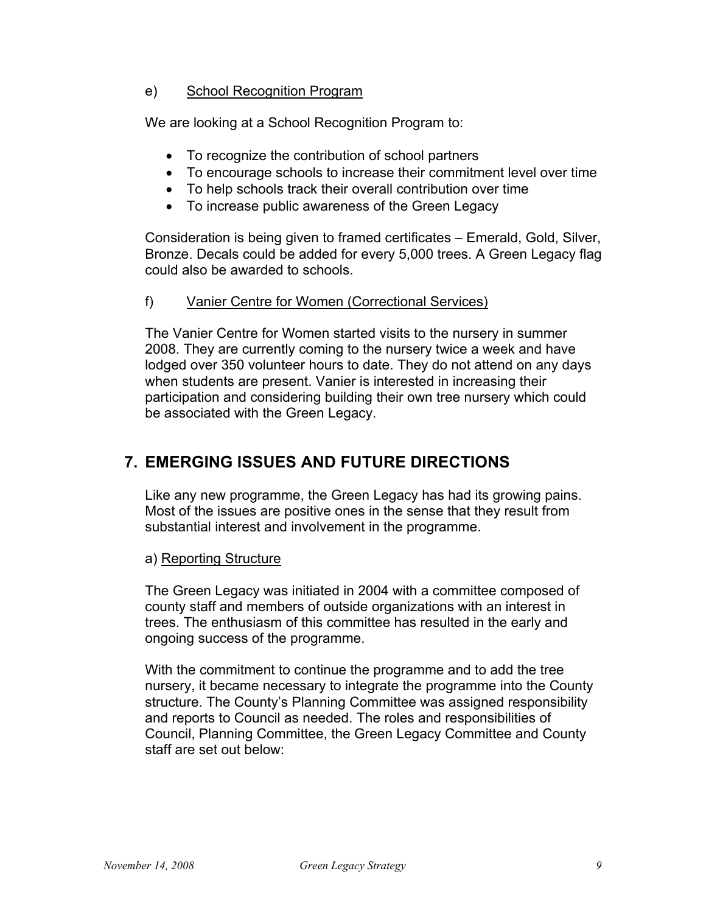e) School Recognition Program

We are looking at a School Recognition Program to:

- To recognize the contribution of school partners
- To encourage schools to increase their commitment level over time
- To help schools track their overall contribution over time
- To increase public awareness of the Green Legacy

Consideration is being given to framed certificates – Emerald, Gold, Silver, Bronze. Decals could be added for every 5,000 trees. A Green Legacy flag could also be awarded to schools.

f) Vanier Centre for Women (Correctional Services)

The Vanier Centre for Women started visits to the nursery in summer 2008. They are currently coming to the nursery twice a week and have lodged over 350 volunteer hours to date. They do not attend on any days when students are present. Vanier is interested in increasing their participation and considering building their own tree nursery which could be associated with the Green Legacy.

## 7. EMERGING ISSUES AND FUTURE DIRECTIONS

Like any new programme, the Green Legacy has had its growing pains. Most of the issues are positive ones in the sense that they result from substantial interest and involvement in the programme.

a) Reporting Structure

The Green Legacy was initiated in 2004 with a committee composed of county staff and members of outside organizations with an interest in trees. The enthusiasm of this committee has resulted in the early and ongoing success of the programme.

With the commitment to continue the programme and to add the tree nursery, it became necessary to integrate the programme into the County structure. The County's Planning Committee was assigned responsibility and reports to Council as needed. The roles and responsibilities of Council, Planning Committee, the Green Legacy Committee and County staff are set out below: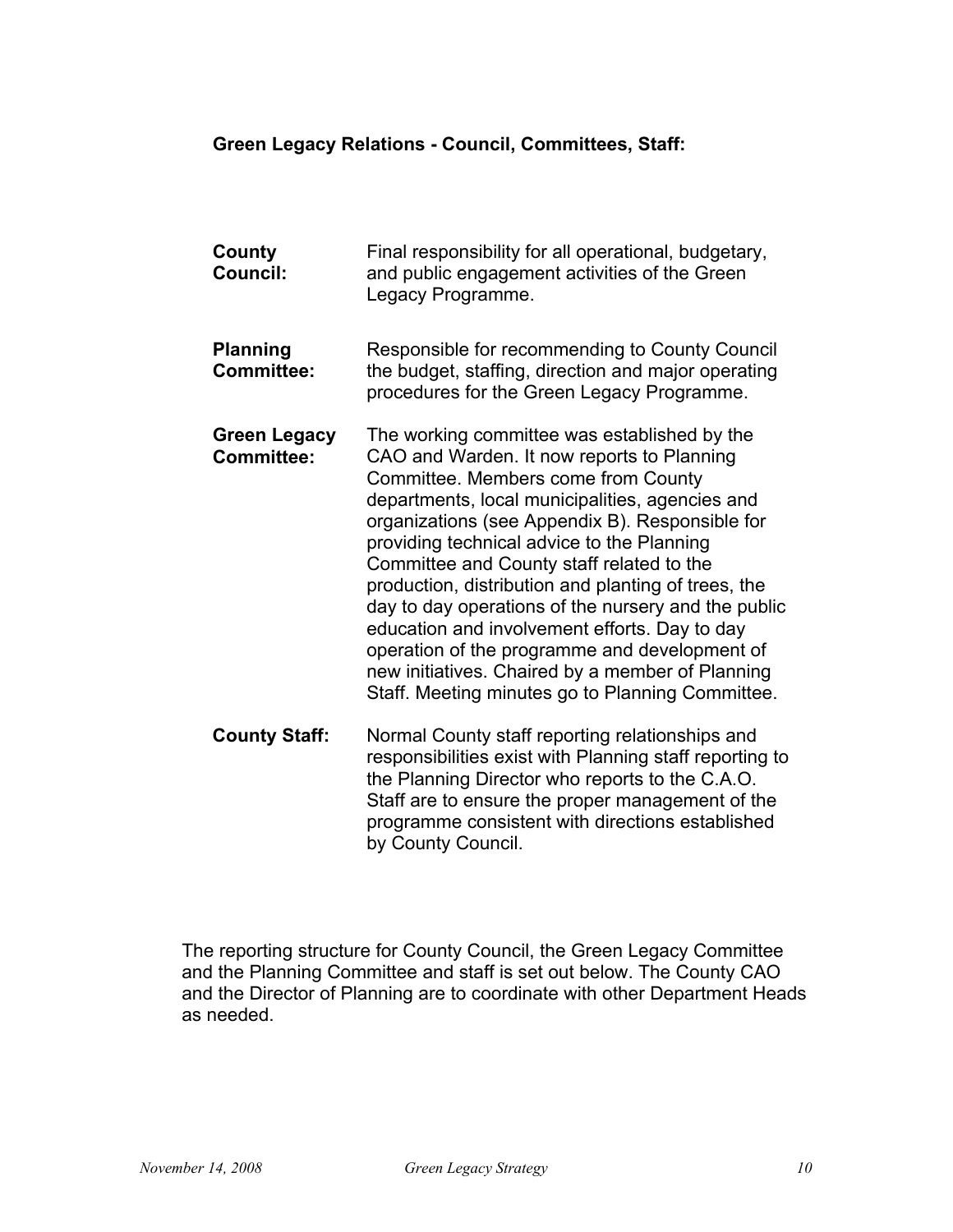**Green Legacy Relations - Council, Committees, Staff:**

| | |
|---|---|
| **County Council:** | Final responsibility for all operational, budgetary, and public engagement activities of the Green Legacy Programme. |
| **Planning Committee:** | Responsible for recommending to County Council the budget, staffing, direction and major operating procedures for the Green Legacy Programme. |
| **Green Legacy Committee:** | The working committee was established by the CAO and Warden. It now reports to Planning Committee. Members come from County departments, local municipalities, agencies and organizations (see Appendix B). Responsible for providing technical advice to the Planning Committee and County staff related to the production, distribution and planting of trees, the day to day operations of the nursery and the public education and involvement efforts. Day to day operation of the programme and development of new initiatives. Chaired by a member of Planning Staff. Meeting minutes go to Planning Committee. |
| **County Staff:** | Normal County staff reporting relationships and responsibilities exist with Planning staff reporting to the Planning Director who reports to the C.A.O. Staff are to ensure the proper management of the programme consistent with directions established by County Council. |

The reporting structure for County Council, the Green Legacy Committee and the Planning Committee and staff is set out below. The County CAO and the Director of Planning are to coordinate with other Department Heads as needed.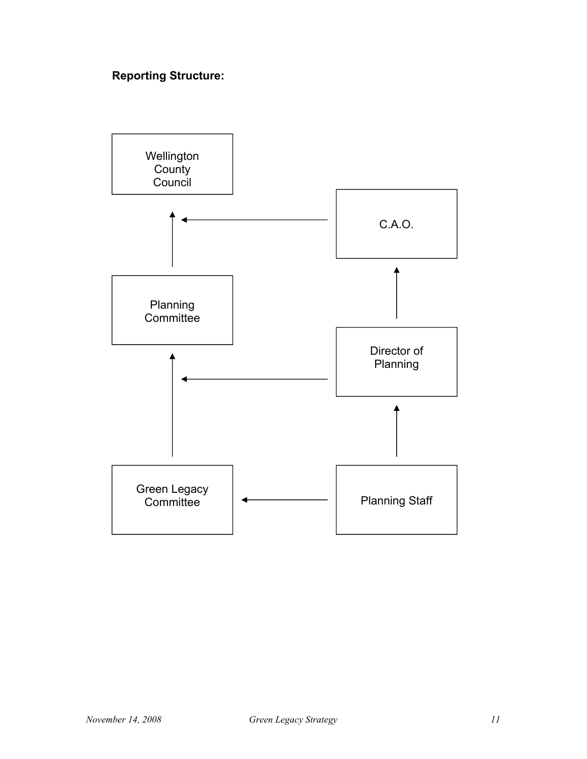**Reporting Structure:**

Wellington County Council

C.A.O.

Planning Committee

Director of Planning

Green Legacy Committee

Planning Staff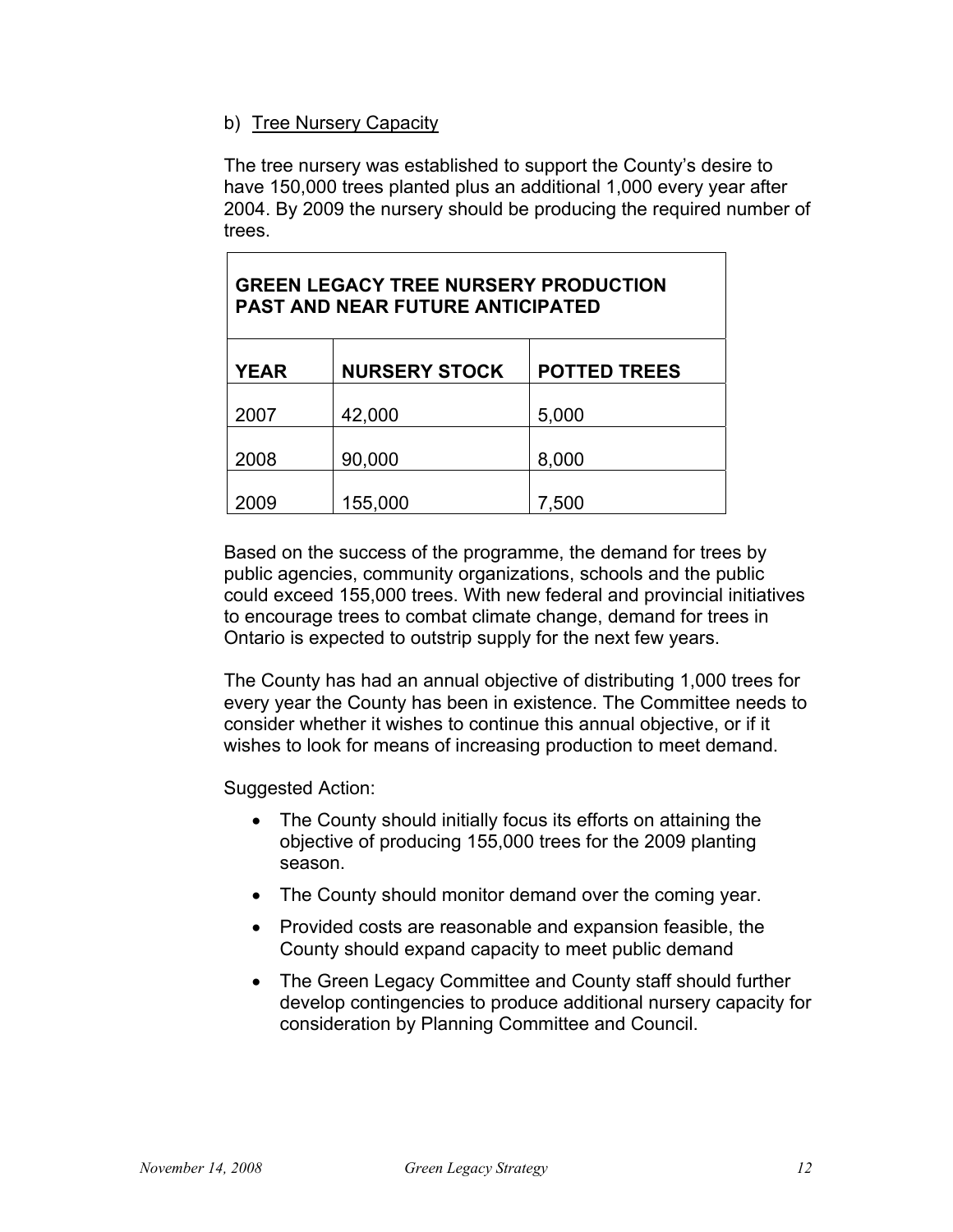b) <u>Tree Nursery Capacity</u>

The tree nursery was established to support the County's desire to have 150,000 trees planted plus an additional 1,000 every year after 2004. By 2009 the nursery should be producing the required number of trees.

| **GREEN LEGACY TREE NURSERY PRODUCTION PAST AND NEAR FUTURE ANTICIPATED** | | |
|---|---|---|
| **YEAR** | **NURSERY STOCK** | **POTTED TREES** |
| 2007 | 42,000 | 5,000 |
| 2008 | 90,000 | 8,000 |
| 2009 | 155,000 | 7,500 |

Based on the success of the programme, the demand for trees by public agencies, community organizations, schools and the public could exceed 155,000 trees. With new federal and provincial initiatives to encourage trees to combat climate change, demand for trees in Ontario is expected to outstrip supply for the next few years.

The County has had an annual objective of distributing 1,000 trees for every year the County has been in existence. The Committee needs to consider whether it wishes to continue this annual objective, or if it wishes to look for means of increasing production to meet demand.

Suggested Action:

- The County should initially focus its efforts on attaining the objective of producing 155,000 trees for the 2009 planting season.
- The County should monitor demand over the coming year.
- Provided costs are reasonable and expansion feasible, the County should expand capacity to meet public demand
- The Green Legacy Committee and County staff should further develop contingencies to produce additional nursery capacity for consideration by Planning Committee and Council.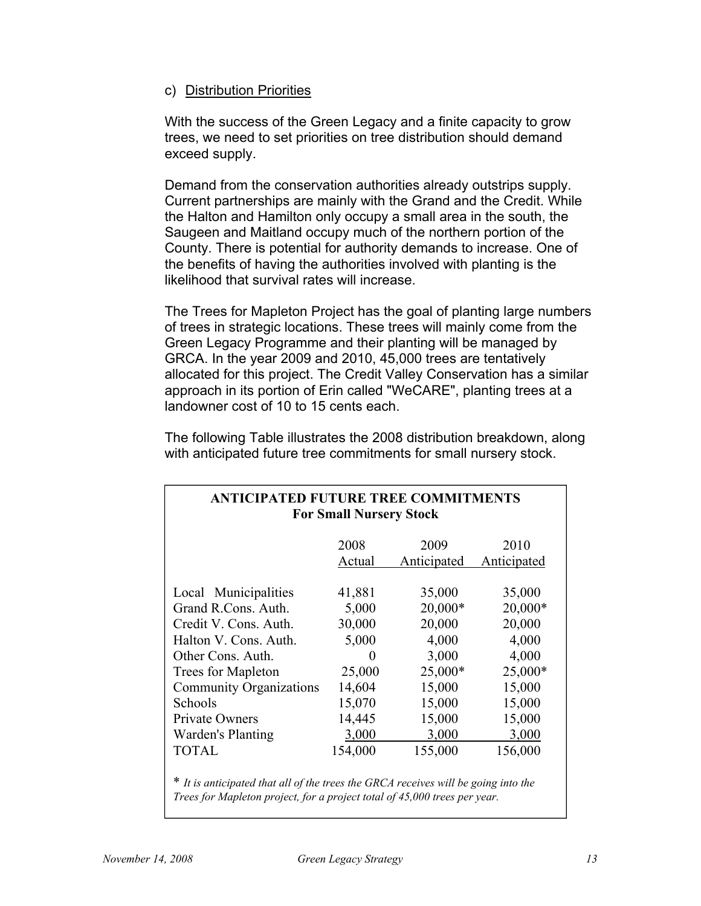c) <u>Distribution Priorities</u>

With the success of the Green Legacy and a finite capacity to grow trees, we need to set priorities on tree distribution should demand exceed supply.

Demand from the conservation authorities already outstrips supply. Current partnerships are mainly with the Grand and the Credit. While the Halton and Hamilton only occupy a small area in the south, the Saugeen and Maitland occupy much of the northern portion of the County. There is potential for authority demands to increase. One of the benefits of having the authorities involved with planting is the likelihood that survival rates will increase.

The Trees for Mapleton Project has the goal of planting large numbers of trees in strategic locations. These trees will mainly come from the Green Legacy Programme and their planting will be managed by GRCA. In the year 2009 and 2010, 45,000 trees are tentatively allocated for this project. The Credit Valley Conservation has a similar approach in its portion of Erin called "WeCARE", planting trees at a landowner cost of 10 to 15 cents each.

The following Table illustrates the 2008 distribution breakdown, along with anticipated future tree commitments for small nursery stock.

**ANTICIPATED FUTURE TREE COMMITMENTS**
**For Small Nursery Stock**

| | 2008 Actual | 2009 Anticipated | 2010 Anticipated |
|---|---|---|---|
| Local Municipalities | 41,881 | 35,000 | 35,000 |
| Grand R.Cons. Auth. | 5,000 | 20,000* | 20,000* |
| Credit V. Cons. Auth. | 30,000 | 20,000 | 20,000 |
| Halton V. Cons. Auth. | 5,000 | 4,000 | 4,000 |
| Other Cons. Auth. | 0 | 3,000 | 4,000 |
| Trees for Mapleton | 25,000 | 25,000* | 25,000* |
| Community Organizations | 14,604 | 15,000 | 15,000 |
| Schools | 15,070 | 15,000 | 15,000 |
| Private Owners | 14,445 | 15,000 | 15,000 |
| Warden's Planting | 3,000 | 3,000 | 3,000 |
| TOTAL | 154,000 | 155,000 | 156,000 |

\* *It is anticipated that all of the trees the GRCA receives will be going into the Trees for Mapleton project, for a project total of 45,000 trees per year.*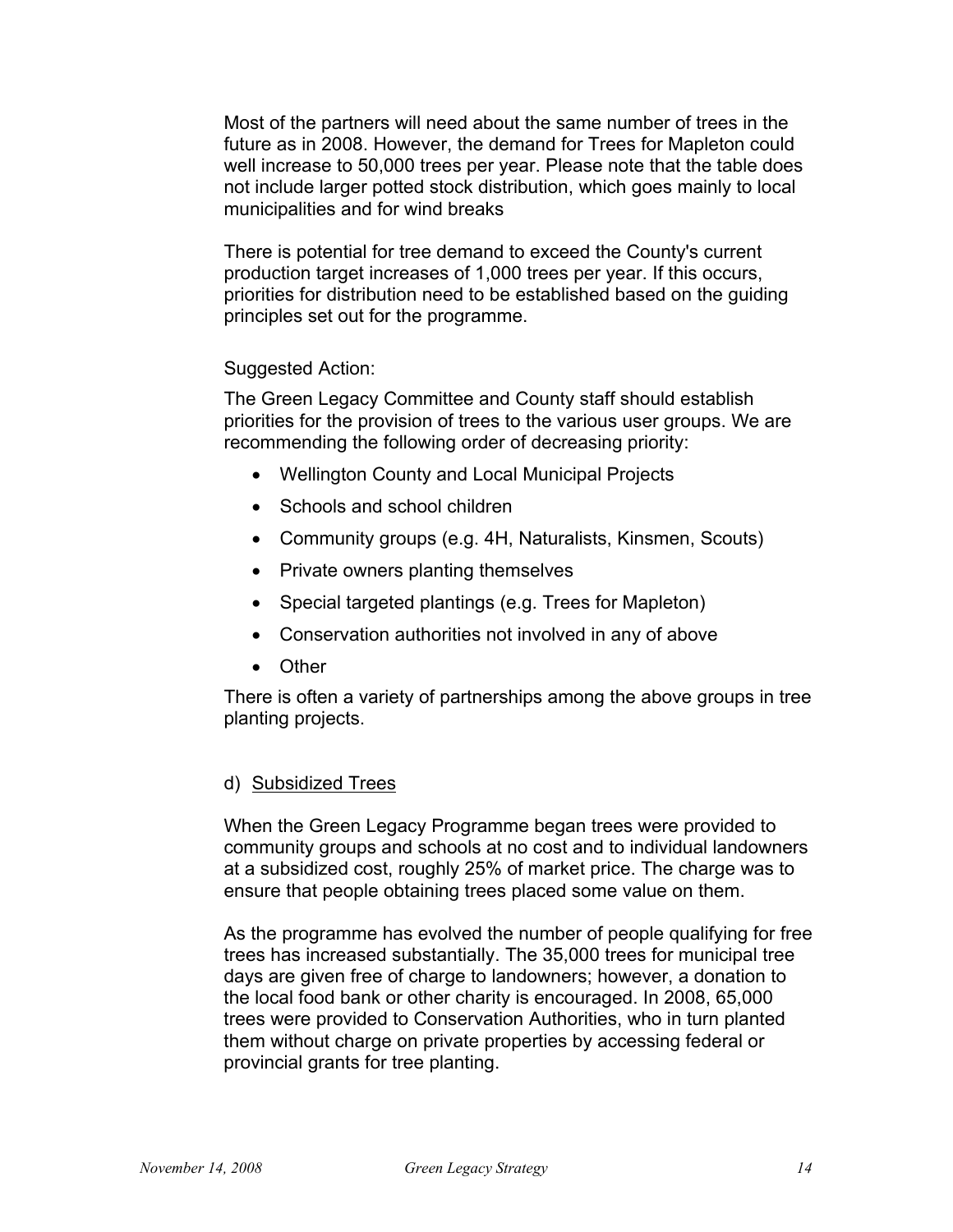Most of the partners will need about the same number of trees in the future as in 2008. However, the demand for Trees for Mapleton could well increase to 50,000 trees per year. Please note that the table does not include larger potted stock distribution, which goes mainly to local municipalities and for wind breaks

There is potential for tree demand to exceed the County's current production target increases of 1,000 trees per year. If this occurs, priorities for distribution need to be established based on the guiding principles set out for the programme.

Suggested Action:

The Green Legacy Committee and County staff should establish priorities for the provision of trees to the various user groups. We are recommending the following order of decreasing priority:

- Wellington County and Local Municipal Projects
- Schools and school children
- Community groups (e.g. 4H, Naturalists, Kinsmen, Scouts)
- Private owners planting themselves
- Special targeted plantings (e.g. Trees for Mapleton)
- Conservation authorities not involved in any of above
- Other

There is often a variety of partnerships among the above groups in tree planting projects.

### d) Subsidized Trees

When the Green Legacy Programme began trees were provided to community groups and schools at no cost and to individual landowners at a subsidized cost, roughly 25% of market price. The charge was to ensure that people obtaining trees placed some value on them.

As the programme has evolved the number of people qualifying for free trees has increased substantially. The 35,000 trees for municipal tree days are given free of charge to landowners; however, a donation to the local food bank or other charity is encouraged. In 2008, 65,000 trees were provided to Conservation Authorities, who in turn planted them without charge on private properties by accessing federal or provincial grants for tree planting.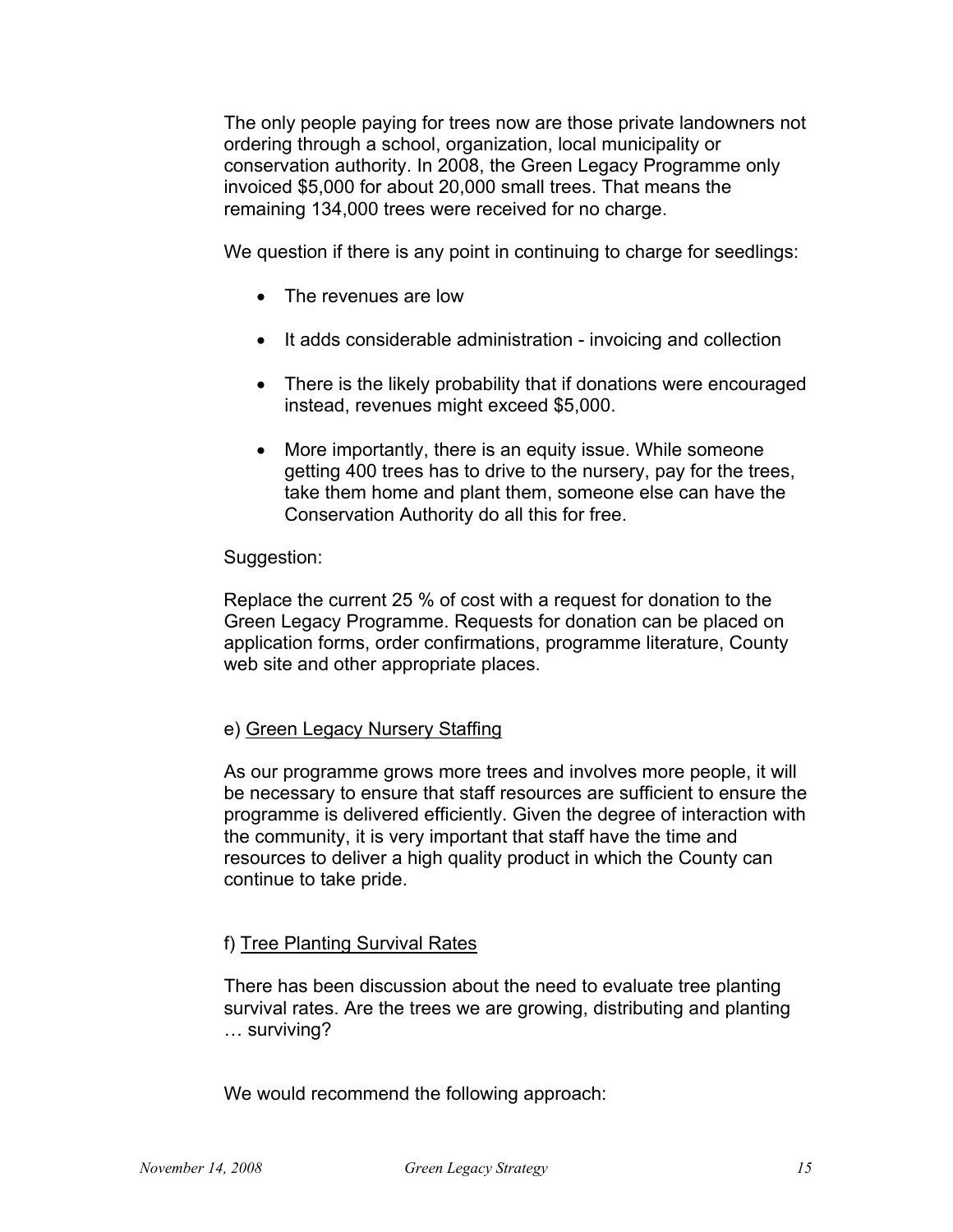The only people paying for trees now are those private landowners not ordering through a school, organization, local municipality or conservation authority. In 2008, the Green Legacy Programme only invoiced $5,000 for about 20,000 small trees. That means the remaining 134,000 trees were received for no charge.

We question if there is any point in continuing to charge for seedlings:

- The revenues are low
- It adds considerable administration - invoicing and collection
- There is the likely probability that if donations were encouraged instead, revenues might exceed $5,000.
- More importantly, there is an equity issue. While someone getting 400 trees has to drive to the nursery, pay for the trees, take them home and plant them, someone else can have the Conservation Authority do all this for free.

Suggestion:

Replace the current 25 % of cost with a request for donation to the Green Legacy Programme. Requests for donation can be placed on application forms, order confirmations, programme literature, County web site and other appropriate places.

e) <u>Green Legacy Nursery Staffing</u>

As our programme grows more trees and involves more people, it will be necessary to ensure that staff resources are sufficient to ensure the programme is delivered efficiently. Given the degree of interaction with the community, it is very important that staff have the time and resources to deliver a high quality product in which the County can continue to take pride.

f) <u>Tree Planting Survival Rates</u>

There has been discussion about the need to evaluate tree planting survival rates. Are the trees we are growing, distributing and planting … surviving?

We would recommend the following approach: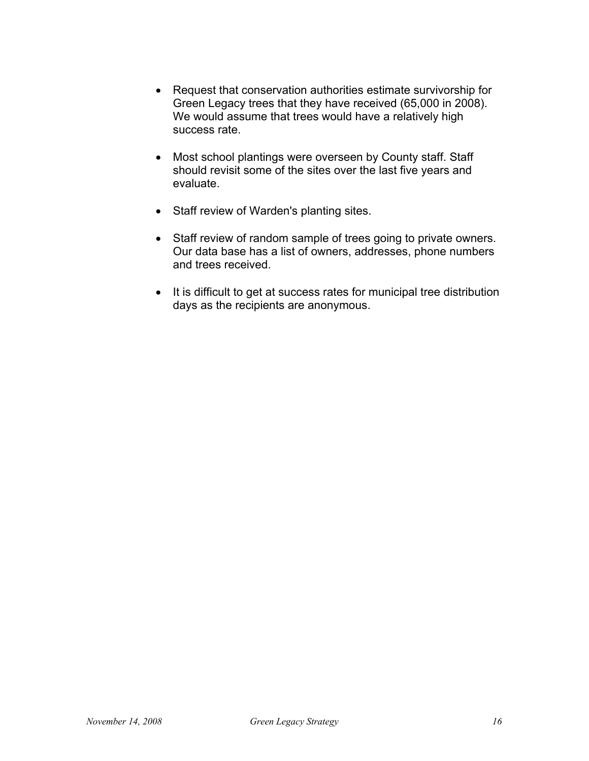- Request that conservation authorities estimate survivorship for Green Legacy trees that they have received (65,000 in 2008). We would assume that trees would have a relatively high success rate.

- Most school plantings were overseen by County staff. Staff should revisit some of the sites over the last five years and evaluate.

- Staff review of Warden's planting sites.

- Staff review of random sample of trees going to private owners. Our data base has a list of owners, addresses, phone numbers and trees received.

- It is difficult to get at success rates for municipal tree distribution days as the recipients are anonymous.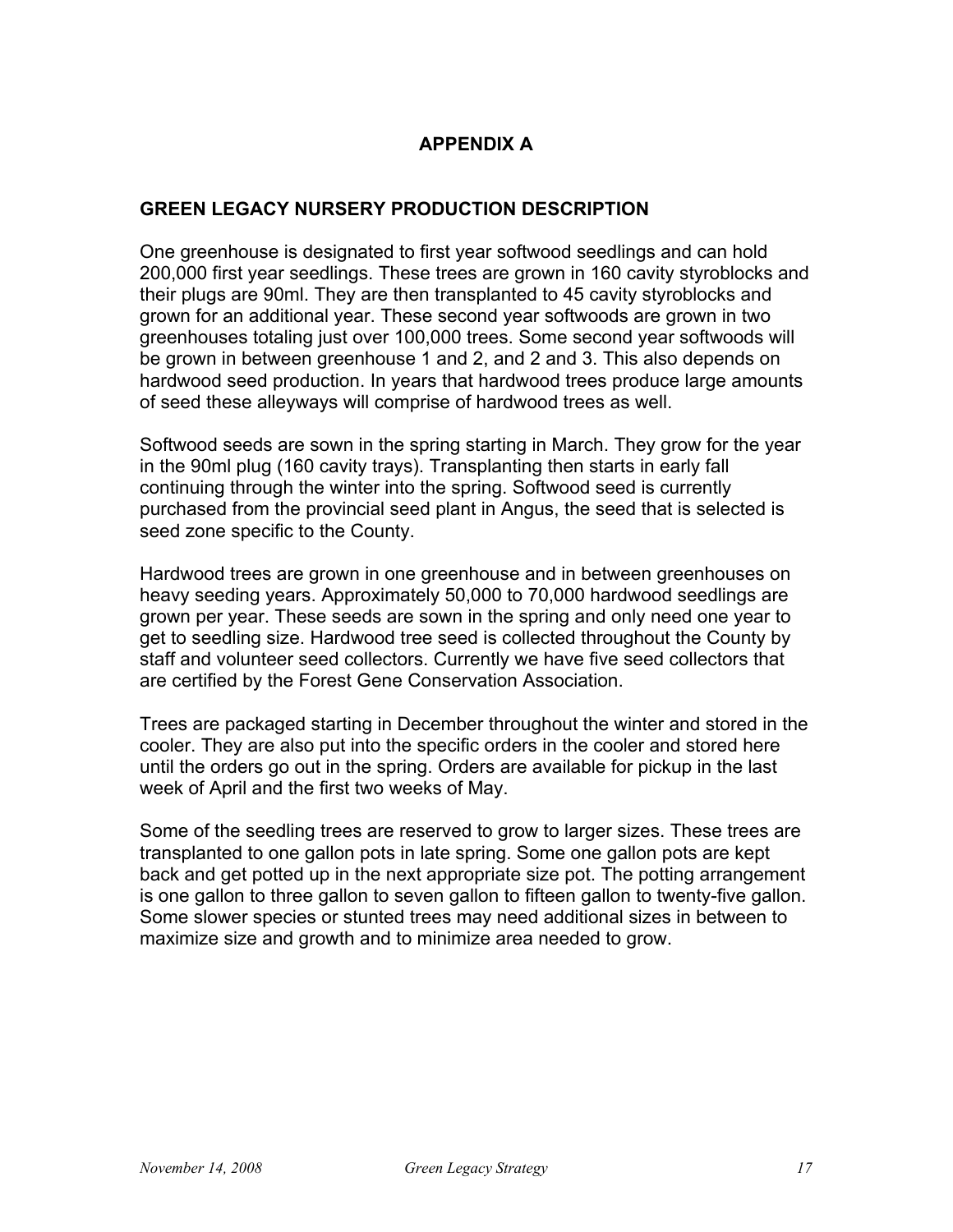# APPENDIX A

## GREEN LEGACY NURSERY PRODUCTION DESCRIPTION

One greenhouse is designated to first year softwood seedlings and can hold 200,000 first year seedlings. These trees are grown in 160 cavity styroblocks and their plugs are 90ml. They are then transplanted to 45 cavity styroblocks and grown for an additional year. These second year softwoods are grown in two greenhouses totaling just over 100,000 trees. Some second year softwoods will be grown in between greenhouse 1 and 2, and 2 and 3. This also depends on hardwood seed production. In years that hardwood trees produce large amounts of seed these alleyways will comprise of hardwood trees as well.

Softwood seeds are sown in the spring starting in March. They grow for the year in the 90ml plug (160 cavity trays). Transplanting then starts in early fall continuing through the winter into the spring. Softwood seed is currently purchased from the provincial seed plant in Angus, the seed that is selected is seed zone specific to the County.

Hardwood trees are grown in one greenhouse and in between greenhouses on heavy seeding years. Approximately 50,000 to 70,000 hardwood seedlings are grown per year. These seeds are sown in the spring and only need one year to get to seedling size. Hardwood tree seed is collected throughout the County by staff and volunteer seed collectors. Currently we have five seed collectors that are certified by the Forest Gene Conservation Association.

Trees are packaged starting in December throughout the winter and stored in the cooler. They are also put into the specific orders in the cooler and stored here until the orders go out in the spring. Orders are available for pickup in the last week of April and the first two weeks of May.

Some of the seedling trees are reserved to grow to larger sizes. These trees are transplanted to one gallon pots in late spring. Some one gallon pots are kept back and get potted up in the next appropriate size pot. The potting arrangement is one gallon to three gallon to seven gallon to fifteen gallon to twenty-five gallon. Some slower species or stunted trees may need additional sizes in between to maximize size and growth and to minimize area needed to grow.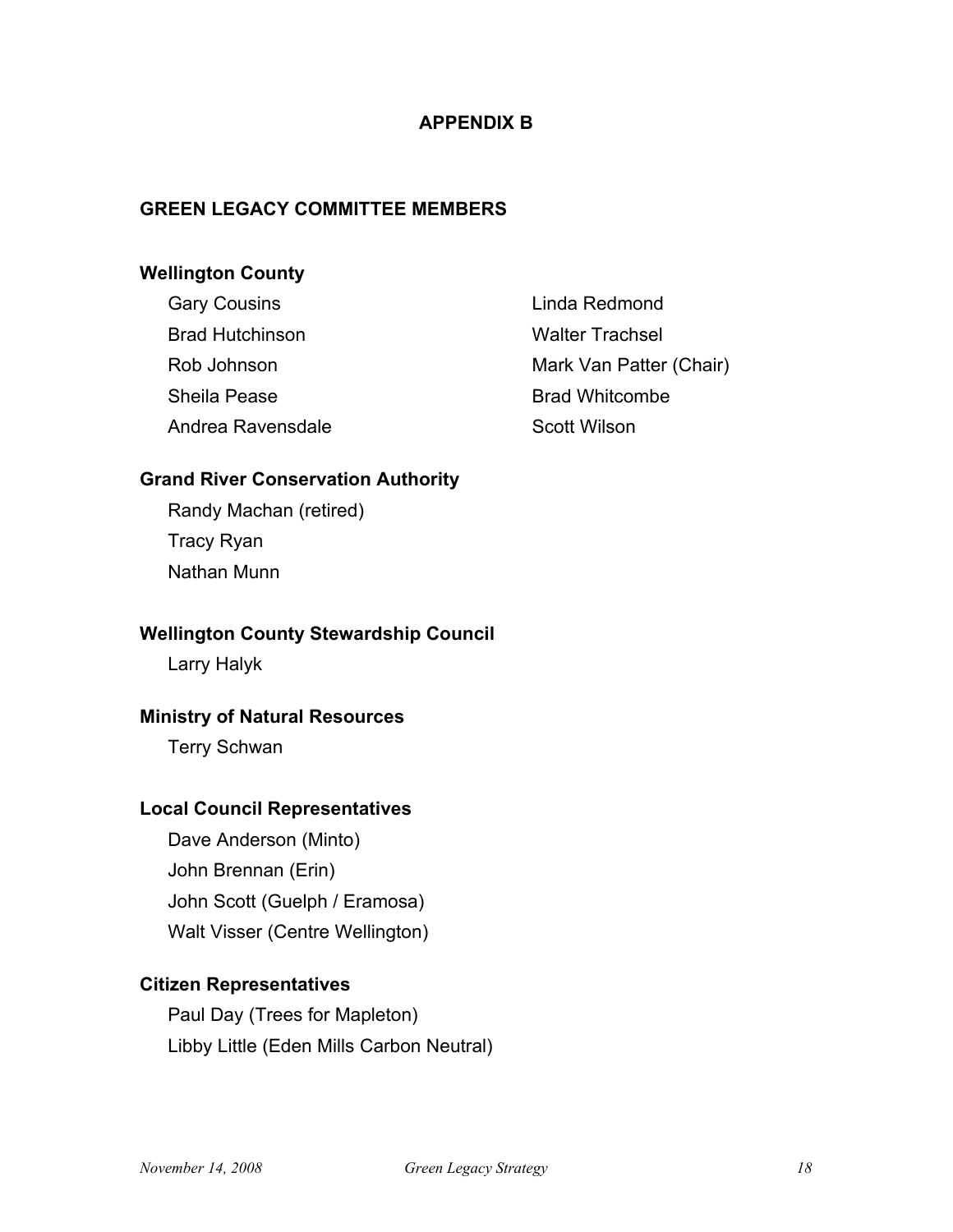# APPENDIX B

## GREEN LEGACY COMMITTEE MEMBERS

### Wellington County

- Gary Cousins
- Brad Hutchinson
- Rob Johnson
- Sheila Pease
- Andrea Ravensdale
- Linda Redmond
- Walter Trachsel
- Mark Van Patter (Chair)
- Brad Whitcombe
- Scott Wilson

### Grand River Conservation Authority

- Randy Machan (retired)
- Tracy Ryan
- Nathan Munn

### Wellington County Stewardship Council

- Larry Halyk

### Ministry of Natural Resources

- Terry Schwan

### Local Council Representatives

- Dave Anderson (Minto)
- John Brennan (Erin)
- John Scott (Guelph / Eramosa)
- Walt Visser (Centre Wellington)

### Citizen Representatives

- Paul Day (Trees for Mapleton)
- Libby Little (Eden Mills Carbon Neutral)